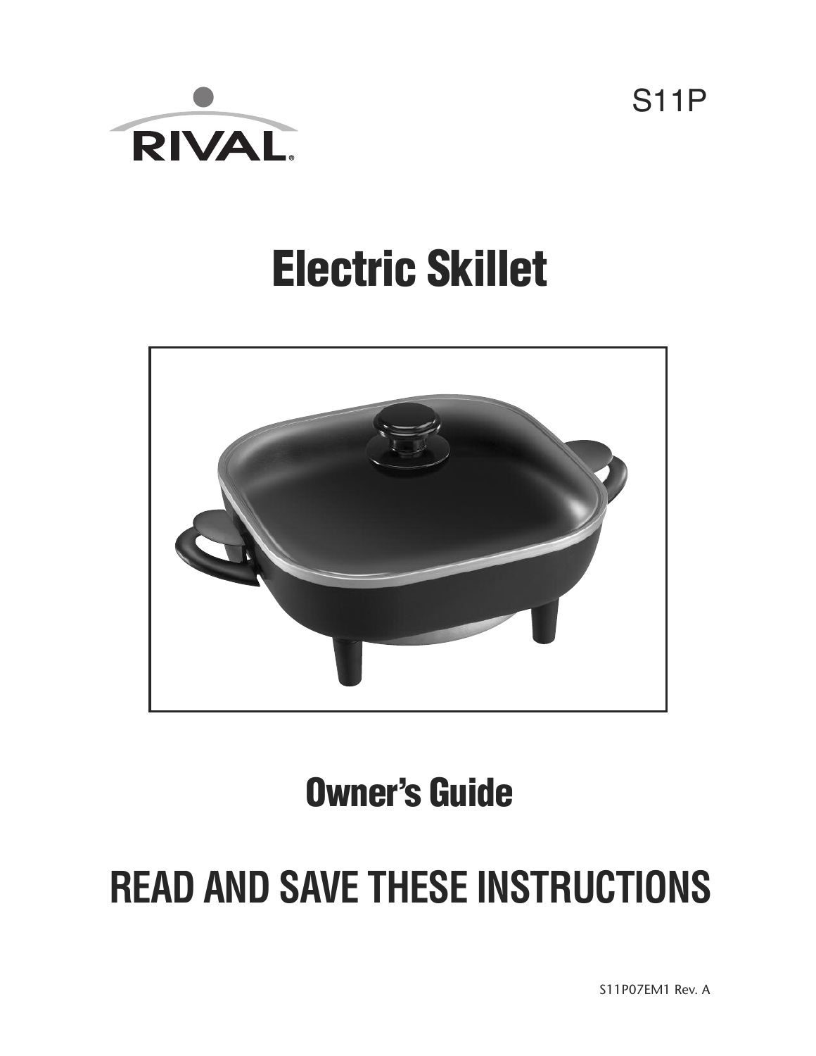RIVAL®

S11P

# Electric Skillet

## Owner's Guide

# READ AND SAVE THESE INSTRUCTIONS

S11P07EM1 Rev. A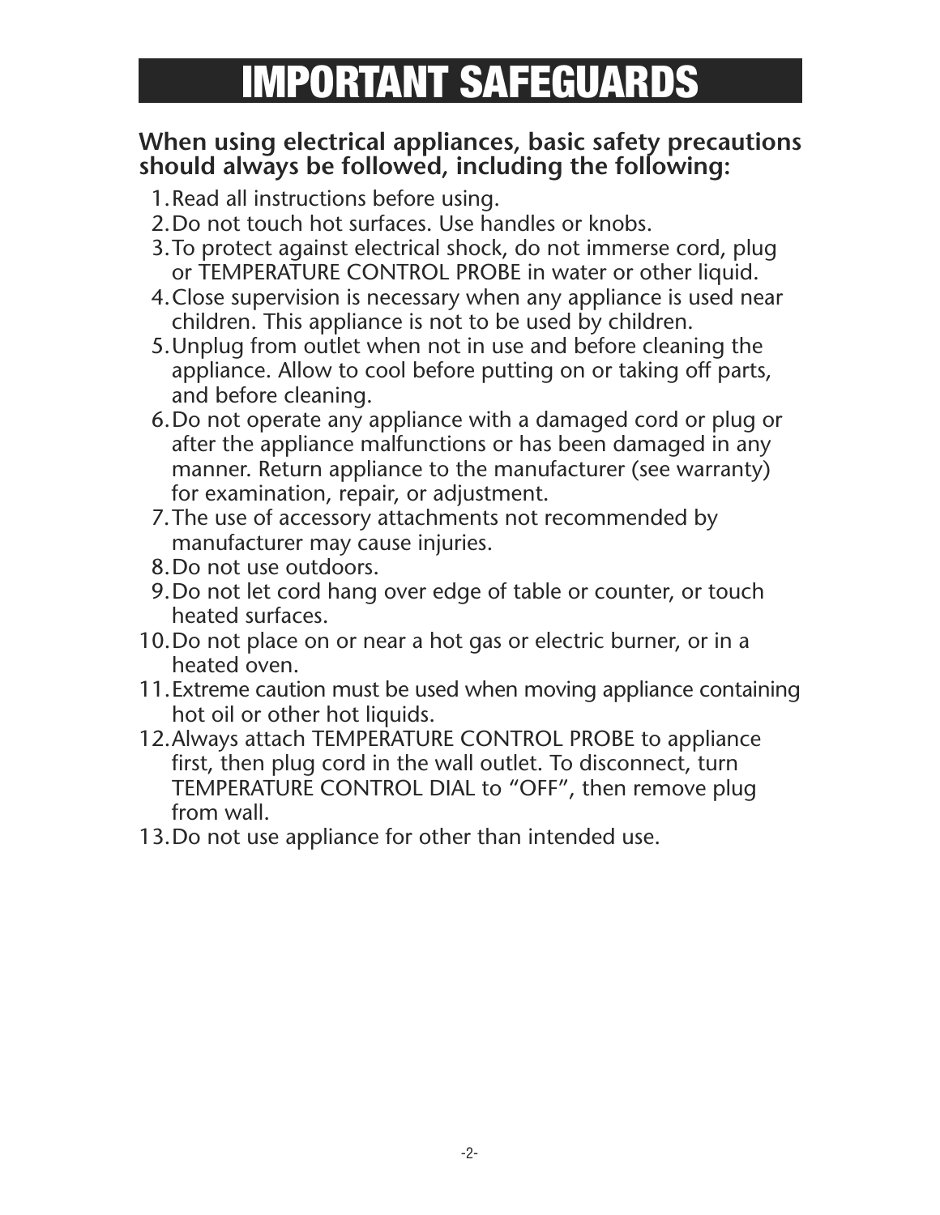# IMPORTANT SAFEGUARDS

**When using electrical appliances, basic safety precautions should always be followed, including the following:**

1. Read all instructions before using.
2. Do not touch hot surfaces. Use handles or knobs.
3. To protect against electrical shock, do not immerse cord, plug or TEMPERATURE CONTROL PROBE in water or other liquid.
4. Close supervision is necessary when any appliance is used near children. This appliance is not to be used by children.
5. Unplug from outlet when not in use and before cleaning the appliance. Allow to cool before putting on or taking off parts, and before cleaning.
6. Do not operate any appliance with a damaged cord or plug or after the appliance malfunctions or has been damaged in any manner. Return appliance to the manufacturer (see warranty) for examination, repair, or adjustment.
7. The use of accessory attachments not recommended by manufacturer may cause injuries.
8. Do not use outdoors.
9. Do not let cord hang over edge of table or counter, or touch heated surfaces.
10. Do not place on or near a hot gas or electric burner, or in a heated oven.
11. Extreme caution must be used when moving appliance containing hot oil or other hot liquids.
12. Always attach TEMPERATURE CONTROL PROBE to appliance first, then plug cord in the wall outlet. To disconnect, turn TEMPERATURE CONTROL DIAL to "OFF", then remove plug from wall.
13. Do not use appliance for other than intended use.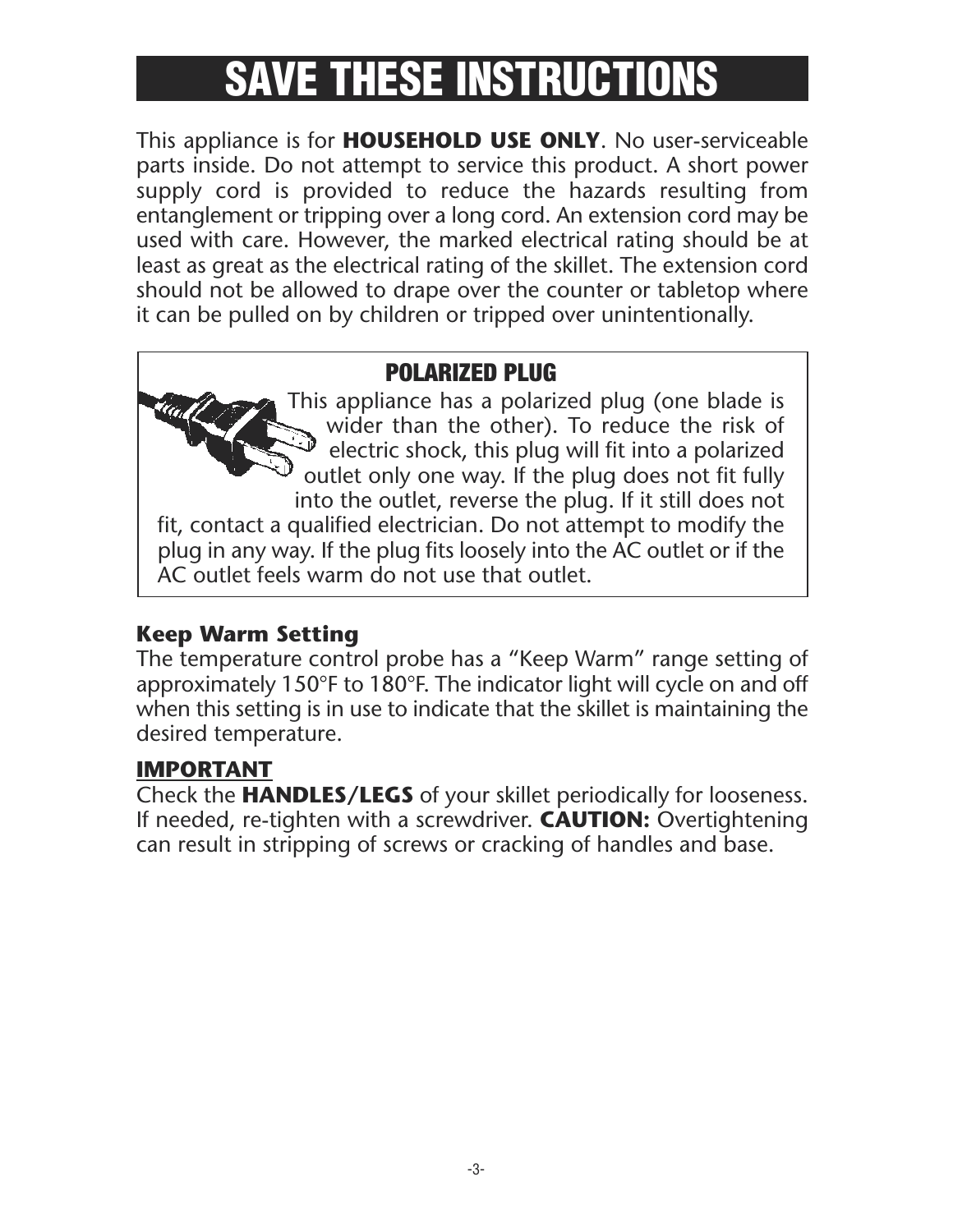# SAVE THESE INSTRUCTIONS

This appliance is for **HOUSEHOLD USE ONLY**. No user-serviceable parts inside. Do not attempt to service this product. A short power supply cord is provided to reduce the hazards resulting from entanglement or tripping over a long cord. An extension cord may be used with care. However, the marked electrical rating should be at least as great as the electrical rating of the skillet. The extension cord should not be allowed to drape over the counter or tabletop where it can be pulled on by children or tripped over unintentionally.

## POLARIZED PLUG

This appliance has a polarized plug (one blade is wider than the other). To reduce the risk of electric shock, this plug will fit into a polarized outlet only one way. If the plug does not fit fully into the outlet, reverse the plug. If it still does not fit, contact a qualified electrician. Do not attempt to modify the plug in any way. If the plug fits loosely into the AC outlet or if the AC outlet feels warm do not use that outlet.

### Keep Warm Setting

The temperature control probe has a “Keep Warm” range setting of approximately 150°F to 180°F. The indicator light will cycle on and off when this setting is in use to indicate that the skillet is maintaining the desired temperature.

### IMPORTANT

Check the **HANDLES/LEGS** of your skillet periodically for looseness. If needed, re-tighten with a screwdriver. **CAUTION:** Overtightening can result in stripping of screws or cracking of handles and base.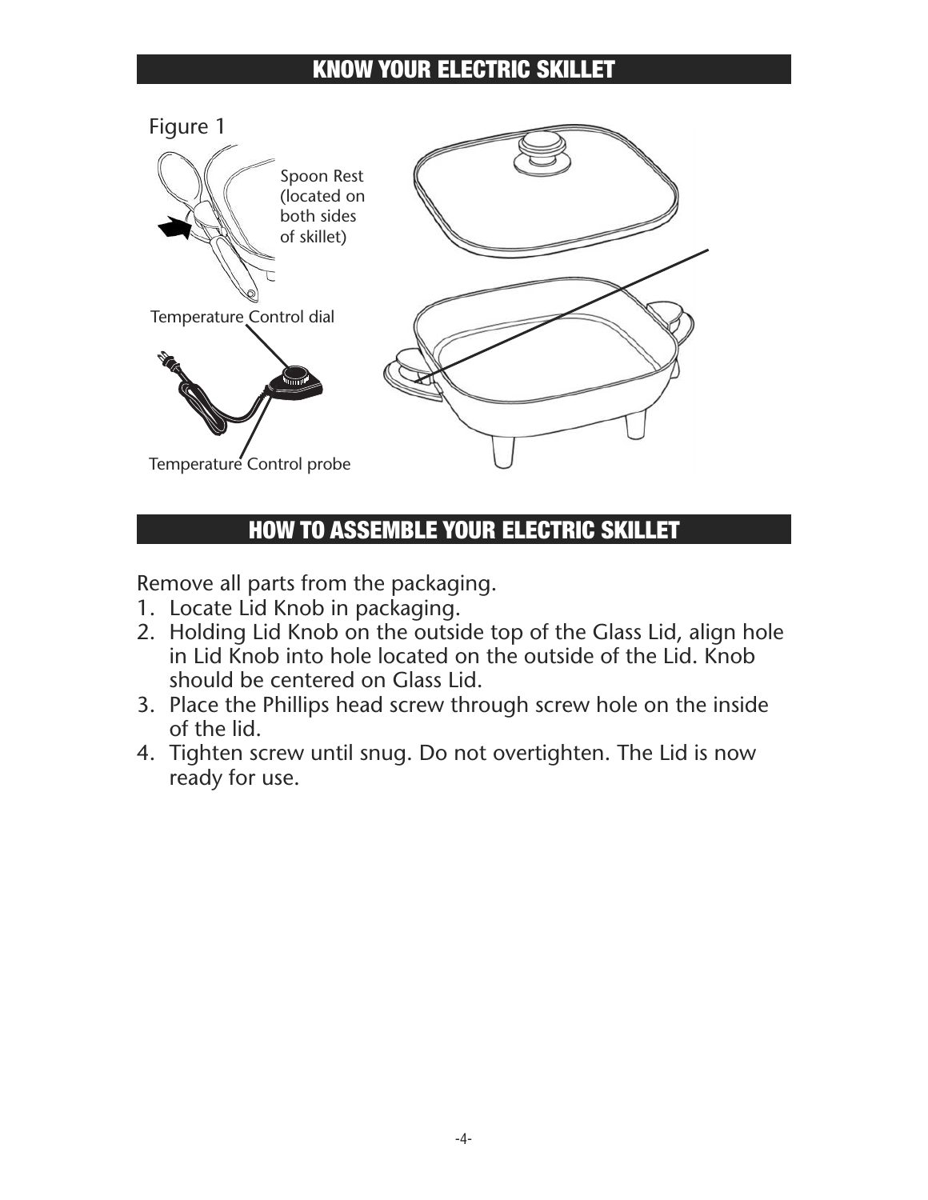## KNOW YOUR ELECTRIC SKILLET

Figure 1

Spoon Rest (located on both sides of skillet)

Temperature Control dial

Temperature Control probe

## HOW TO ASSEMBLE YOUR ELECTRIC SKILLET

Remove all parts from the packaging.

1. Locate Lid Knob in packaging.
2. Holding Lid Knob on the outside top of the Glass Lid, align hole in Lid Knob into hole located on the outside of the Lid. Knob should be centered on Glass Lid.
3. Place the Phillips head screw through screw hole on the inside of the lid.
4. Tighten screw until snug. Do not overtighten. The Lid is now ready for use.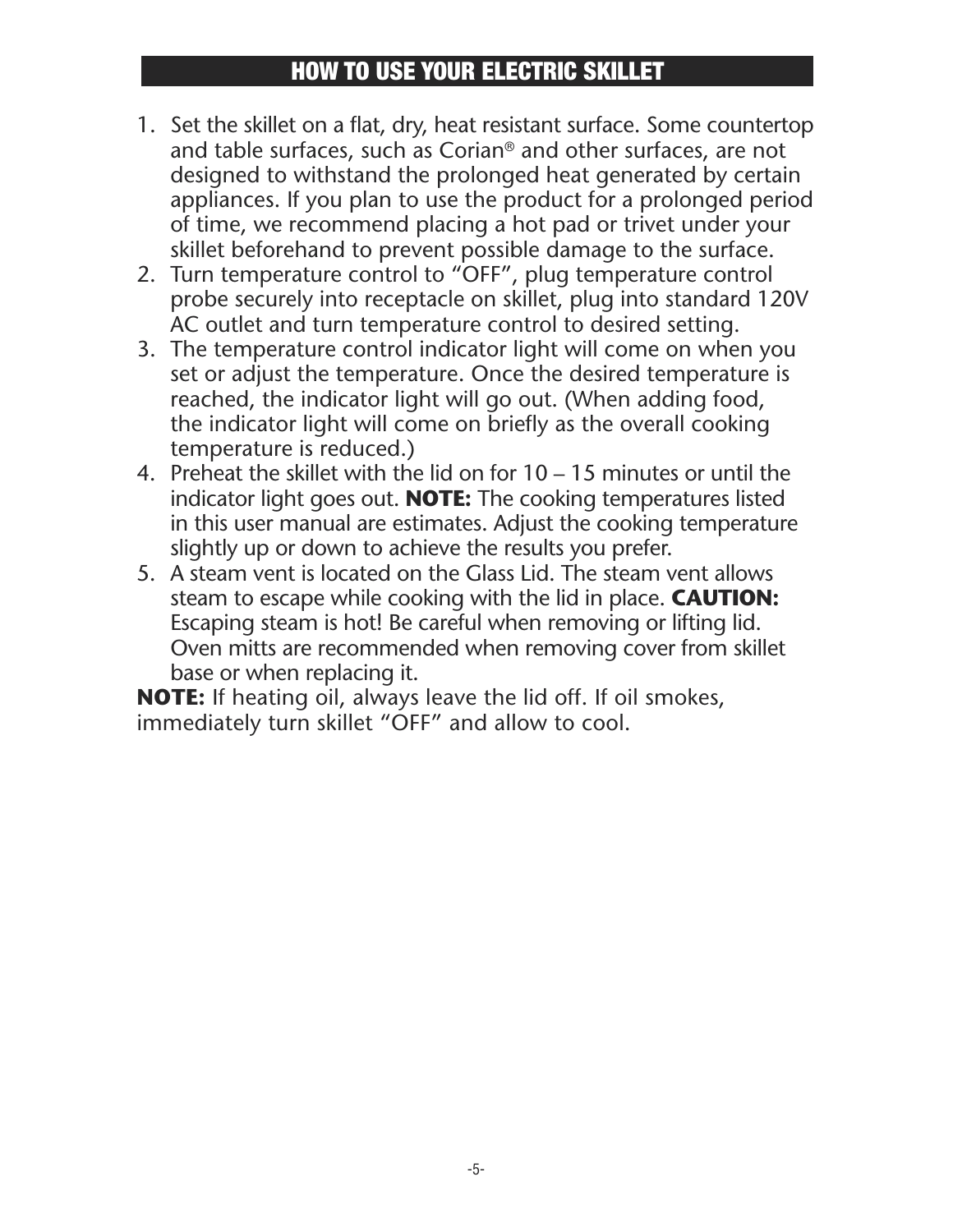## HOW TO USE YOUR ELECTRIC SKILLET

1. Set the skillet on a flat, dry, heat resistant surface. Some countertop and table surfaces, such as Corian® and other surfaces, are not designed to withstand the prolonged heat generated by certain appliances. If you plan to use the product for a prolonged period of time, we recommend placing a hot pad or trivet under your skillet beforehand to prevent possible damage to the surface.
2. Turn temperature control to "OFF", plug temperature control probe securely into receptacle on skillet, plug into standard 120V AC outlet and turn temperature control to desired setting.
3. The temperature control indicator light will come on when you set or adjust the temperature. Once the desired temperature is reached, the indicator light will go out. (When adding food, the indicator light will come on briefly as the overall cooking temperature is reduced.)
4. Preheat the skillet with the lid on for 10 – 15 minutes or until the indicator light goes out. **NOTE:** The cooking temperatures listed in this user manual are estimates. Adjust the cooking temperature slightly up or down to achieve the results you prefer.
5. A steam vent is located on the Glass Lid. The steam vent allows steam to escape while cooking with the lid in place. **CAUTION:** Escaping steam is hot! Be careful when removing or lifting lid. Oven mitts are recommended when removing cover from skillet base or when replacing it.

**NOTE:** If heating oil, always leave the lid off. If oil smokes, immediately turn skillet "OFF" and allow to cool.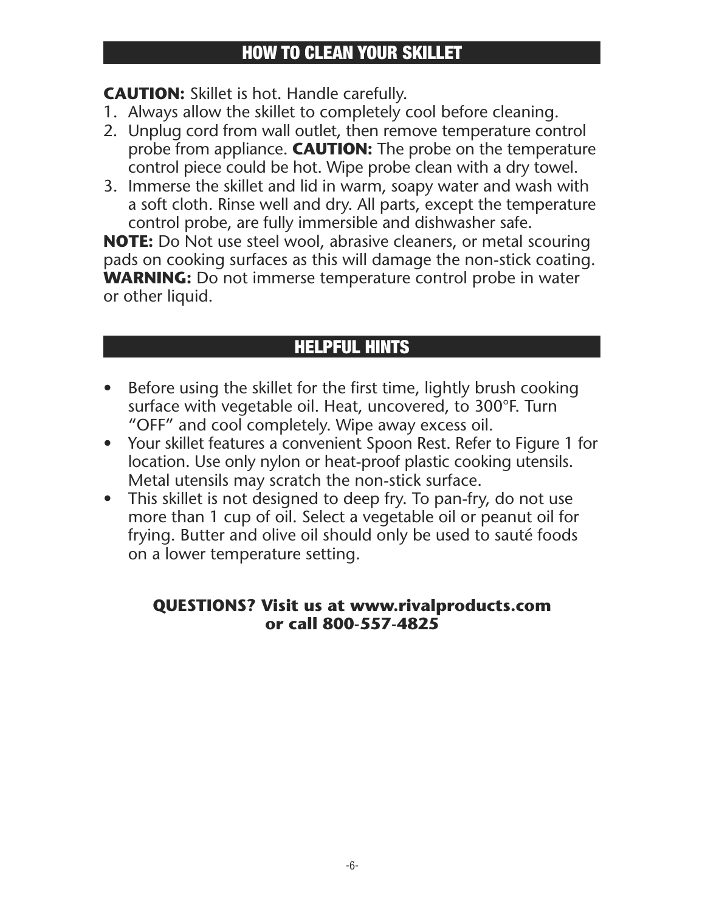## HOW TO CLEAN YOUR SKILLET

**CAUTION:** Skillet is hot. Handle carefully.

1. Always allow the skillet to completely cool before cleaning.
2. Unplug cord from wall outlet, then remove temperature control probe from appliance. **CAUTION:** The probe on the temperature control piece could be hot. Wipe probe clean with a dry towel.
3. Immerse the skillet and lid in warm, soapy water and wash with a soft cloth. Rinse well and dry. All parts, except the temperature control probe, are fully immersible and dishwasher safe.

**NOTE:** Do Not use steel wool, abrasive cleaners, or metal scouring pads on cooking surfaces as this will damage the non-stick coating.
**WARNING:** Do not immerse temperature control probe in water or other liquid.

## HELPFUL HINTS

- Before using the skillet for the first time, lightly brush cooking surface with vegetable oil. Heat, uncovered, to 300°F. Turn "OFF" and cool completely. Wipe away excess oil.
- Your skillet features a convenient Spoon Rest. Refer to Figure 1 for location. Use only nylon or heat-proof plastic cooking utensils. Metal utensils may scratch the non-stick surface.
- This skillet is not designed to deep fry. To pan-fry, do not use more than 1 cup of oil. Select a vegetable oil or peanut oil for frying. Butter and olive oil should only be used to sauté foods on a lower temperature setting.

**QUESTIONS? Visit us at www.rivalproducts.com or call 800-557-4825**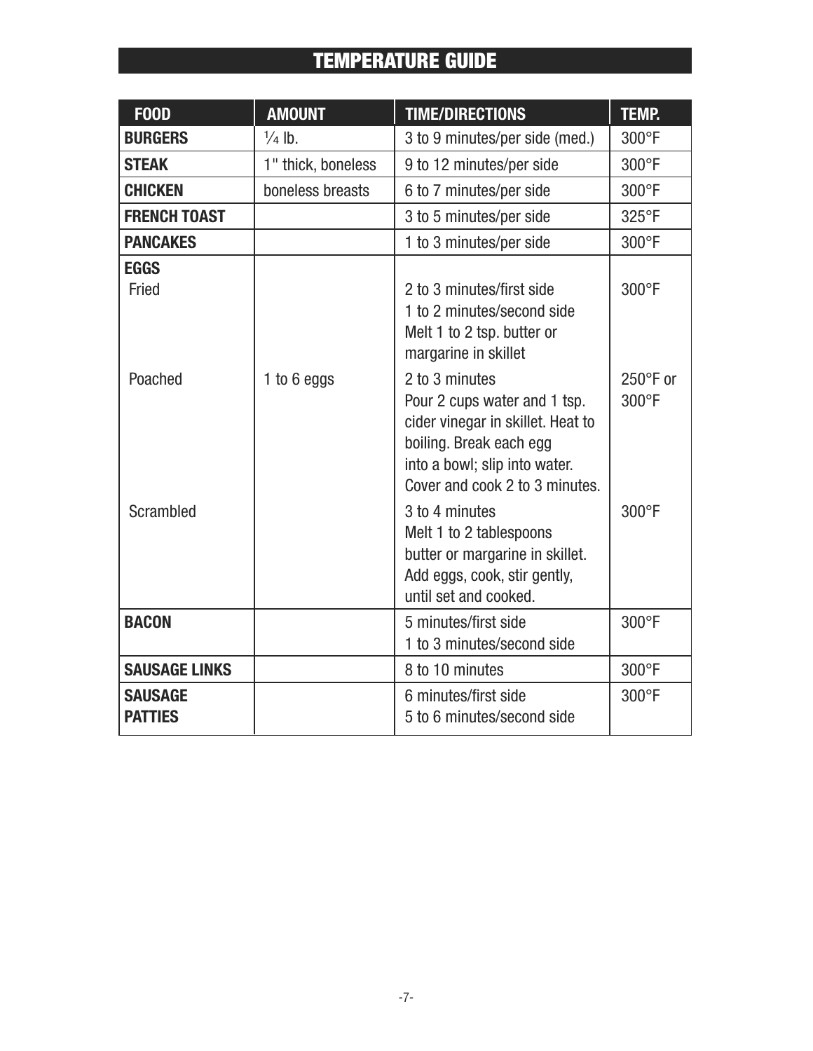## TEMPERATURE GUIDE

| FOOD | AMOUNT | TIME/DIRECTIONS | TEMP. |
|---|---|---|---|
| **BURGERS** | ¼ lb. | 3 to 9 minutes/per side (med.) | 300°F |
| **STEAK** | 1" thick, boneless | 9 to 12 minutes/per side | 300°F |
| **CHICKEN** | boneless breasts | 6 to 7 minutes/per side | 300°F |
| **FRENCH TOAST** | | 3 to 5 minutes/per side | 325°F |
| **PANCAKES** | | 1 to 3 minutes/per side | 300°F |
| **EGGS** | | | |
| Fried | | 2 to 3 minutes/first side<br>1 to 2 minutes/second side<br>Melt 1 to 2 tsp. butter or margarine in skillet | 300°F |
| Poached | 1 to 6 eggs | 2 to 3 minutes<br>Pour 2 cups water and 1 tsp. cider vinegar in skillet. Heat to boiling. Break each egg into a bowl; slip into water. Cover and cook 2 to 3 minutes. | 250°F or 300°F |
| Scrambled | | 3 to 4 minutes<br>Melt 1 to 2 tablespoons butter or margarine in skillet. Add eggs, cook, stir gently, until set and cooked. | 300°F |
| **BACON** | | 5 minutes/first side<br>1 to 3 minutes/second side | 300°F |
| **SAUSAGE LINKS** | | 8 to 10 minutes | 300°F |
| **SAUSAGE PATTIES** | | 6 minutes/first side<br>5 to 6 minutes/second side | 300°F |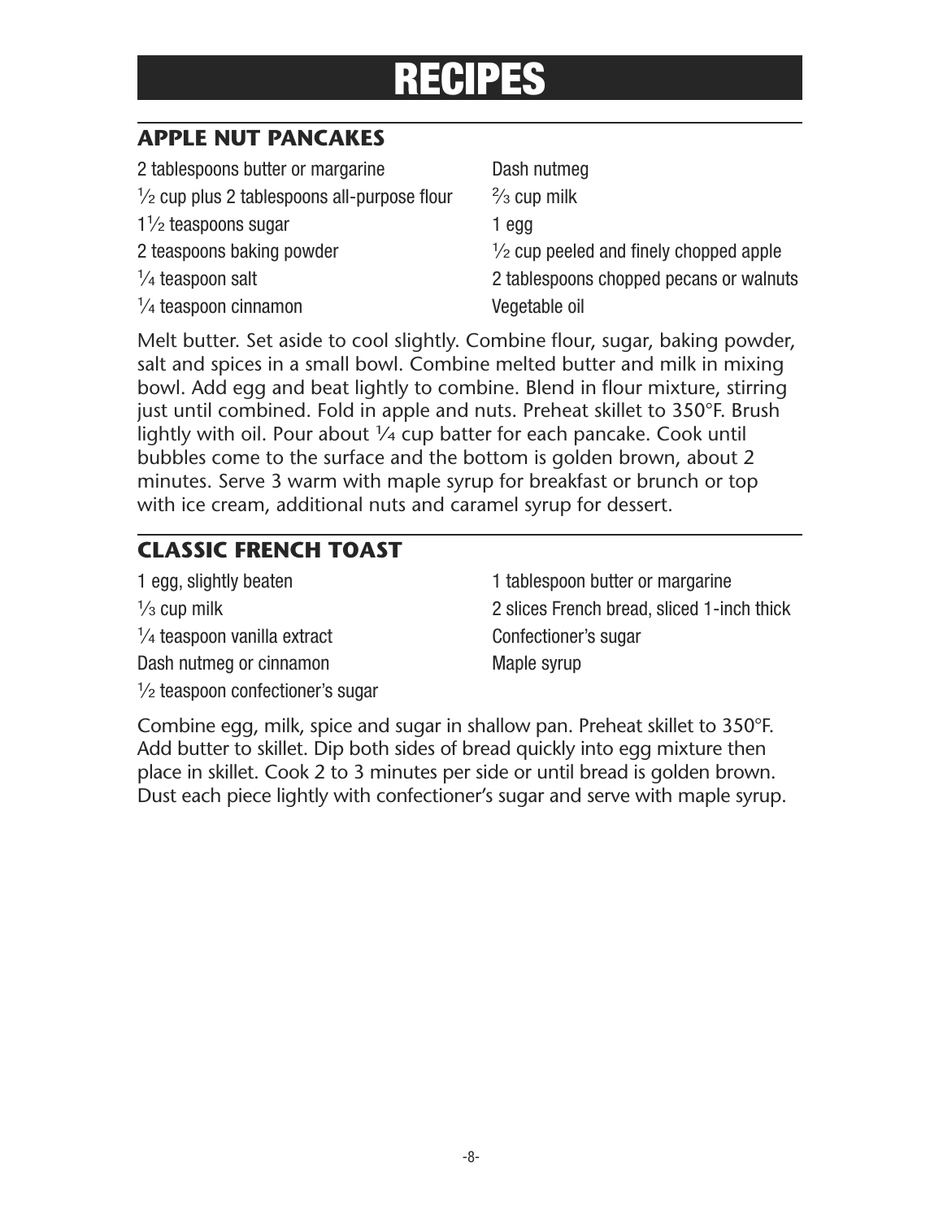# RECIPES

## APPLE NUT PANCAKES

- 2 tablespoons butter or margarine
- ½ cup plus 2 tablespoons all-purpose flour
- 1½ teaspoons sugar
- 2 teaspoons baking powder
- ¼ teaspoon salt
- ¼ teaspoon cinnamon
- Dash nutmeg
- ⅔ cup milk
- 1 egg
- ½ cup peeled and finely chopped apple
- 2 tablespoons chopped pecans or walnuts
- Vegetable oil

Melt butter. Set aside to cool slightly. Combine flour, sugar, baking powder, salt and spices in a small bowl. Combine melted butter and milk in mixing bowl. Add egg and beat lightly to combine. Blend in flour mixture, stirring just until combined. Fold in apple and nuts. Preheat skillet to 350°F. Brush lightly with oil. Pour about ¼ cup batter for each pancake. Cook until bubbles come to the surface and the bottom is golden brown, about 2 minutes. Serve 3 warm with maple syrup for breakfast or brunch or top with ice cream, additional nuts and caramel syrup for dessert.

## CLASSIC FRENCH TOAST

- 1 egg, slightly beaten
- ⅓ cup milk
- ¼ teaspoon vanilla extract
- Dash nutmeg or cinnamon
- ½ teaspoon confectioner's sugar
- 1 tablespoon butter or margarine
- 2 slices French bread, sliced 1-inch thick
- Confectioner's sugar
- Maple syrup

Combine egg, milk, spice and sugar in shallow pan. Preheat skillet to 350°F. Add butter to skillet. Dip both sides of bread quickly into egg mixture then place in skillet. Cook 2 to 3 minutes per side or until bread is golden brown. Dust each piece lightly with confectioner's sugar and serve with maple syrup.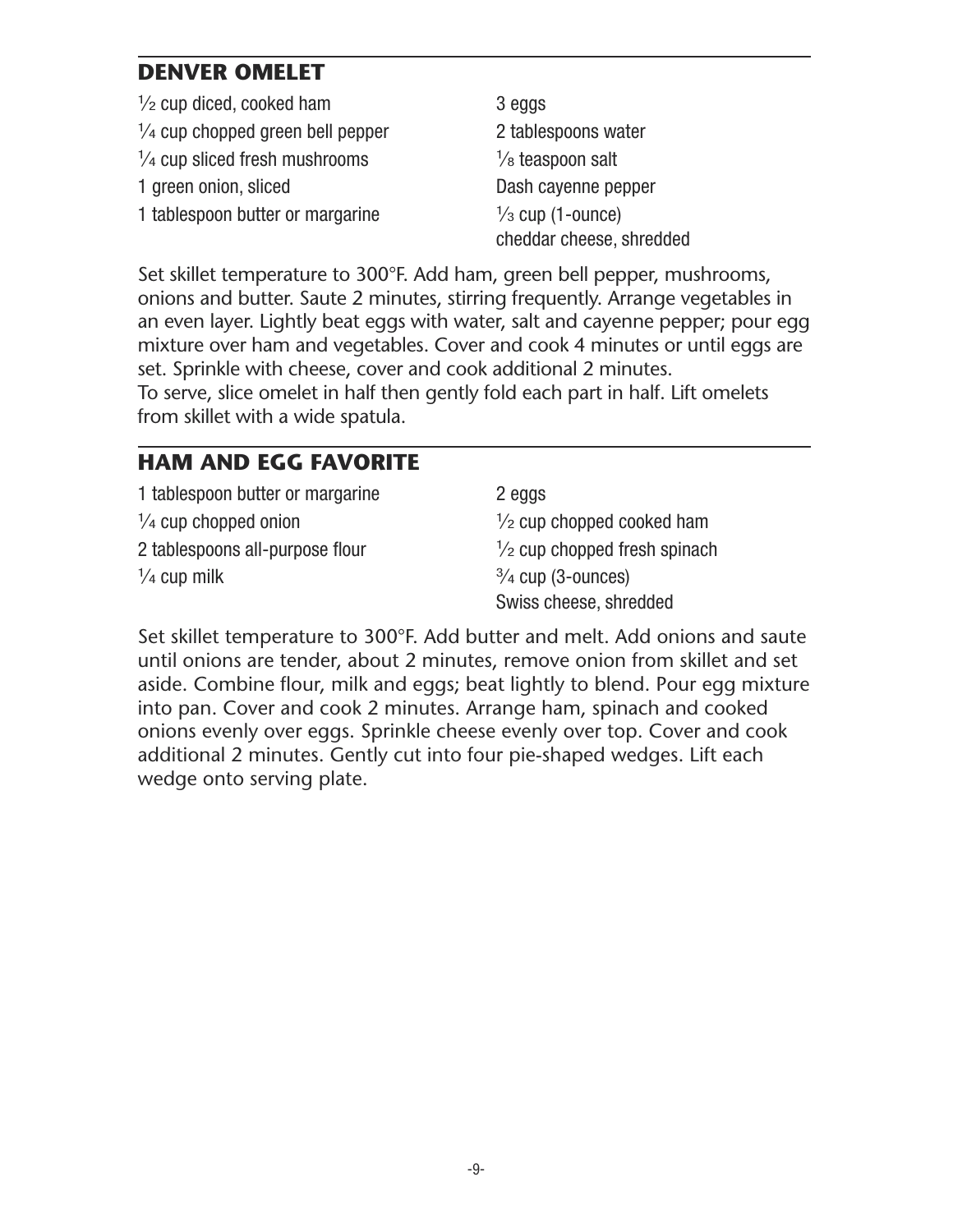## DENVER OMELET

- ½ cup diced, cooked ham
- ¼ cup chopped green bell pepper
- ¼ cup sliced fresh mushrooms
- 1 green onion, sliced
- 1 tablespoon butter or margarine
- 3 eggs
- 2 tablespoons water
- ⅛ teaspoon salt
- Dash cayenne pepper
- ⅓ cup (1-ounce) cheddar cheese, shredded

Set skillet temperature to 300°F. Add ham, green bell pepper, mushrooms, onions and butter. Saute 2 minutes, stirring frequently. Arrange vegetables in an even layer. Lightly beat eggs with water, salt and cayenne pepper; pour egg mixture over ham and vegetables. Cover and cook 4 minutes or until eggs are set. Sprinkle with cheese, cover and cook additional 2 minutes.
To serve, slice omelet in half then gently fold each part in half. Lift omelets from skillet with a wide spatula.

## HAM AND EGG FAVORITE

- 1 tablespoon butter or margarine
- ¼ cup chopped onion
- 2 tablespoons all-purpose flour
- ¼ cup milk
- 2 eggs
- ½ cup chopped cooked ham
- ½ cup chopped fresh spinach
- ¾ cup (3-ounces) Swiss cheese, shredded

Set skillet temperature to 300°F. Add butter and melt. Add onions and saute until onions are tender, about 2 minutes, remove onion from skillet and set aside. Combine flour, milk and eggs; beat lightly to blend. Pour egg mixture into pan. Cover and cook 2 minutes. Arrange ham, spinach and cooked onions evenly over eggs. Sprinkle cheese evenly over top. Cover and cook additional 2 minutes. Gently cut into four pie-shaped wedges. Lift each wedge onto serving plate.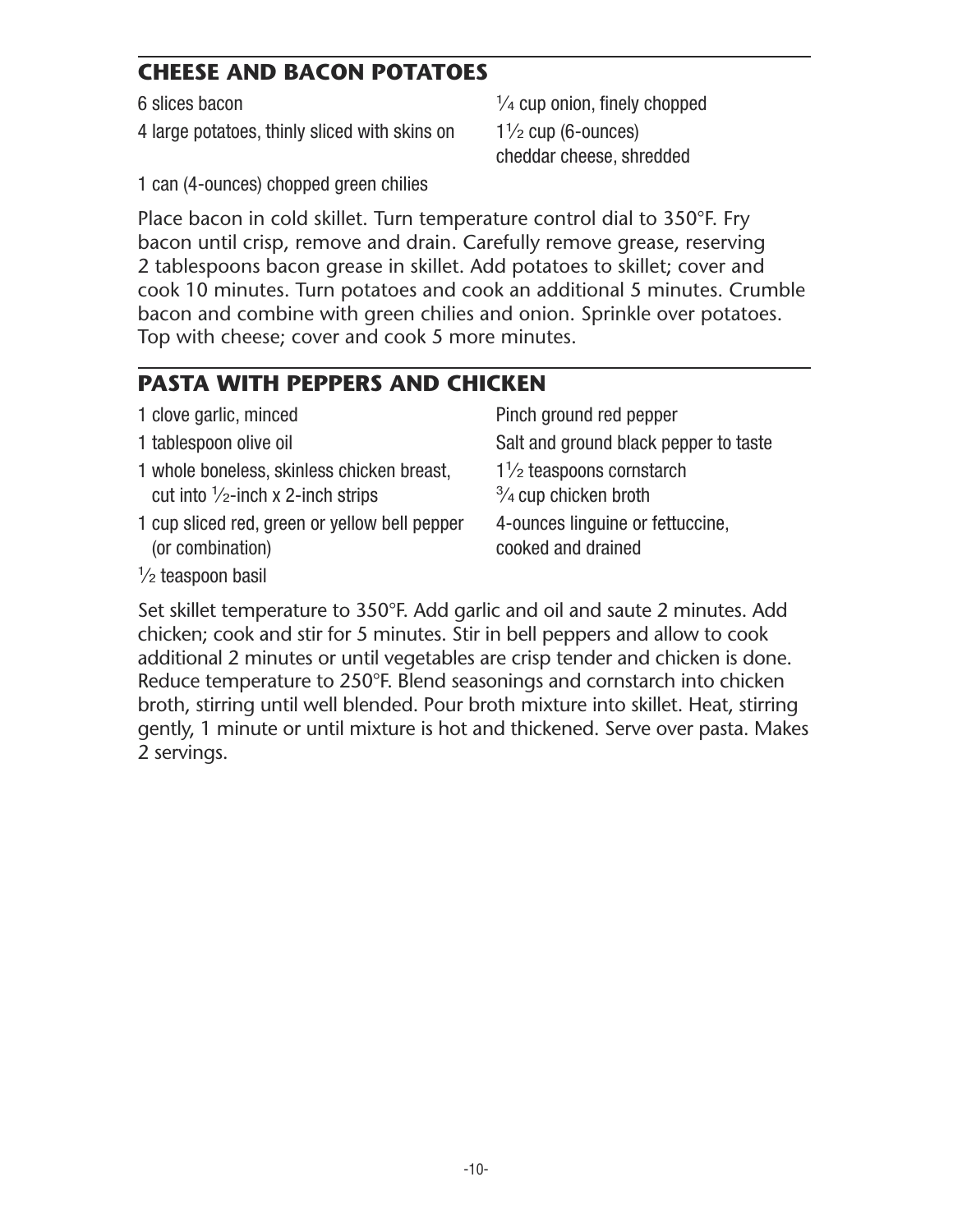## CHEESE AND BACON POTATOES

6 slices bacon

4 large potatoes, thinly sliced with skins on

1 can (4-ounces) chopped green chilies

¼ cup onion, finely chopped

1½ cup (6-ounces) cheddar cheese, shredded

Place bacon in cold skillet. Turn temperature control dial to 350°F. Fry bacon until crisp, remove and drain. Carefully remove grease, reserving 2 tablespoons bacon grease in skillet. Add potatoes to skillet; cover and cook 10 minutes. Turn potatoes and cook an additional 5 minutes. Crumble bacon and combine with green chilies and onion. Sprinkle over potatoes. Top with cheese; cover and cook 5 more minutes.

## PASTA WITH PEPPERS AND CHICKEN

1 clove garlic, minced

1 tablespoon olive oil

1 whole boneless, skinless chicken breast, cut into ½-inch x 2-inch strips

1 cup sliced red, green or yellow bell pepper (or combination)

½ teaspoon basil

Pinch ground red pepper

Salt and ground black pepper to taste

1½ teaspoons cornstarch

¾ cup chicken broth

4-ounces linguine or fettuccine, cooked and drained

Set skillet temperature to 350°F. Add garlic and oil and saute 2 minutes. Add chicken; cook and stir for 5 minutes. Stir in bell peppers and allow to cook additional 2 minutes or until vegetables are crisp tender and chicken is done. Reduce temperature to 250°F. Blend seasonings and cornstarch into chicken broth, stirring until well blended. Pour broth mixture into skillet. Heat, stirring gently, 1 minute or until mixture is hot and thickened. Serve over pasta. Makes 2 servings.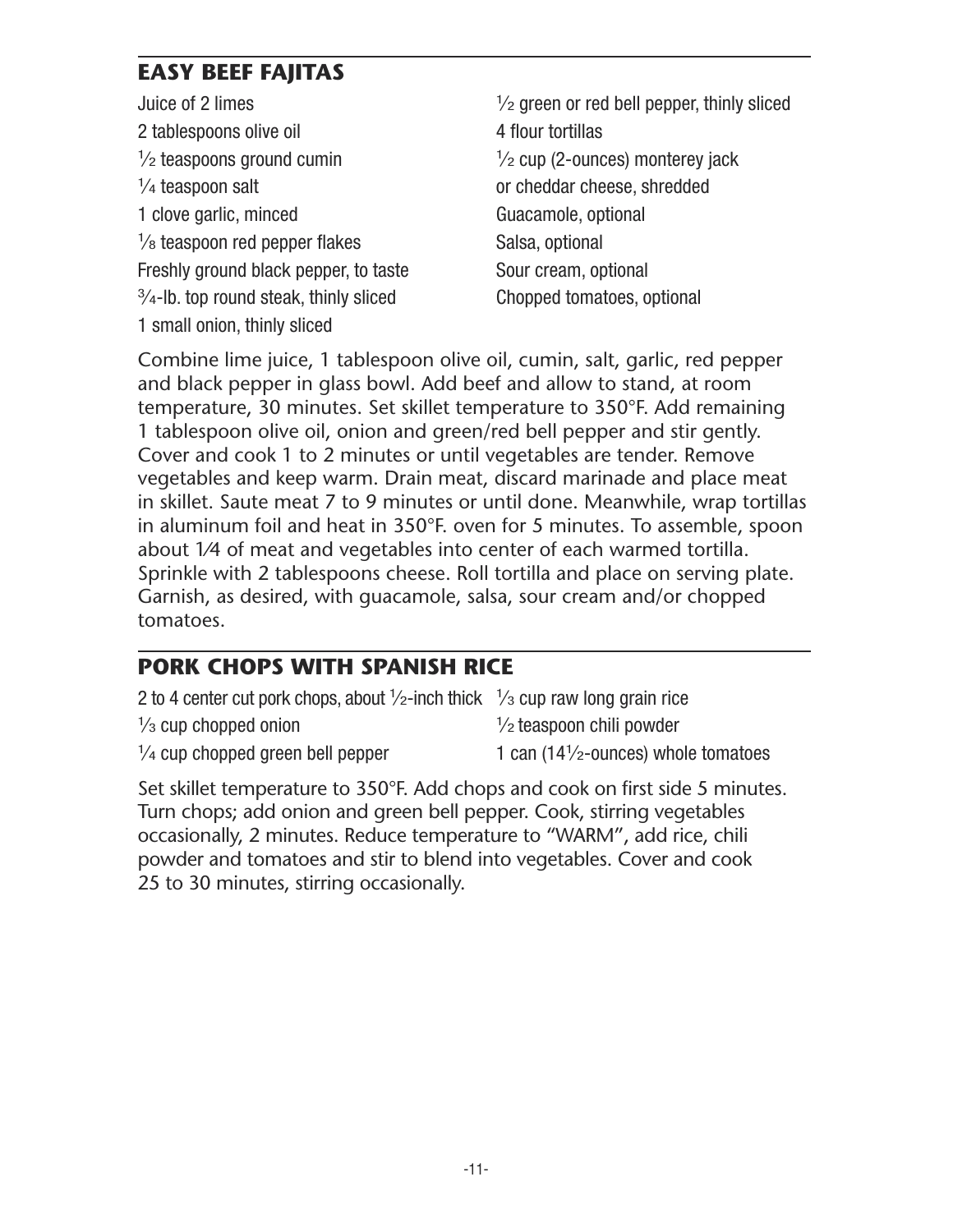## EASY BEEF FAJITAS

- Juice of 2 limes
- 2 tablespoons olive oil
- ½ teaspoons ground cumin
- ¼ teaspoon salt
- 1 clove garlic, minced
- ⅛ teaspoon red pepper flakes
- Freshly ground black pepper, to taste
- ¾-lb. top round steak, thinly sliced
- 1 small onion, thinly sliced
- ½ green or red bell pepper, thinly sliced
- 4 flour tortillas
- ½ cup (2-ounces) monterey jack or cheddar cheese, shredded
- Guacamole, optional
- Salsa, optional
- Sour cream, optional
- Chopped tomatoes, optional

Combine lime juice, 1 tablespoon olive oil, cumin, salt, garlic, red pepper and black pepper in glass bowl. Add beef and allow to stand, at room temperature, 30 minutes. Set skillet temperature to 350°F. Add remaining 1 tablespoon olive oil, onion and green/red bell pepper and stir gently. Cover and cook 1 to 2 minutes or until vegetables are tender. Remove vegetables and keep warm. Drain meat, discard marinade and place meat in skillet. Saute meat 7 to 9 minutes or until done. Meanwhile, wrap tortillas in aluminum foil and heat in 350°F. oven for 5 minutes. To assemble, spoon about 1⁄4 of meat and vegetables into center of each warmed tortilla. Sprinkle with 2 tablespoons cheese. Roll tortilla and place on serving plate. Garnish, as desired, with guacamole, salsa, sour cream and/or chopped tomatoes.

## PORK CHOPS WITH SPANISH RICE

- 2 to 4 center cut pork chops, about ½-inch thick
- ⅓ cup chopped onion
- ¼ cup chopped green bell pepper
- ⅓ cup raw long grain rice
- ½ teaspoon chili powder
- 1 can (14½-ounces) whole tomatoes

Set skillet temperature to 350°F. Add chops and cook on first side 5 minutes. Turn chops; add onion and green bell pepper. Cook, stirring vegetables occasionally, 2 minutes. Reduce temperature to "WARM", add rice, chili powder and tomatoes and stir to blend into vegetables. Cover and cook 25 to 30 minutes, stirring occasionally.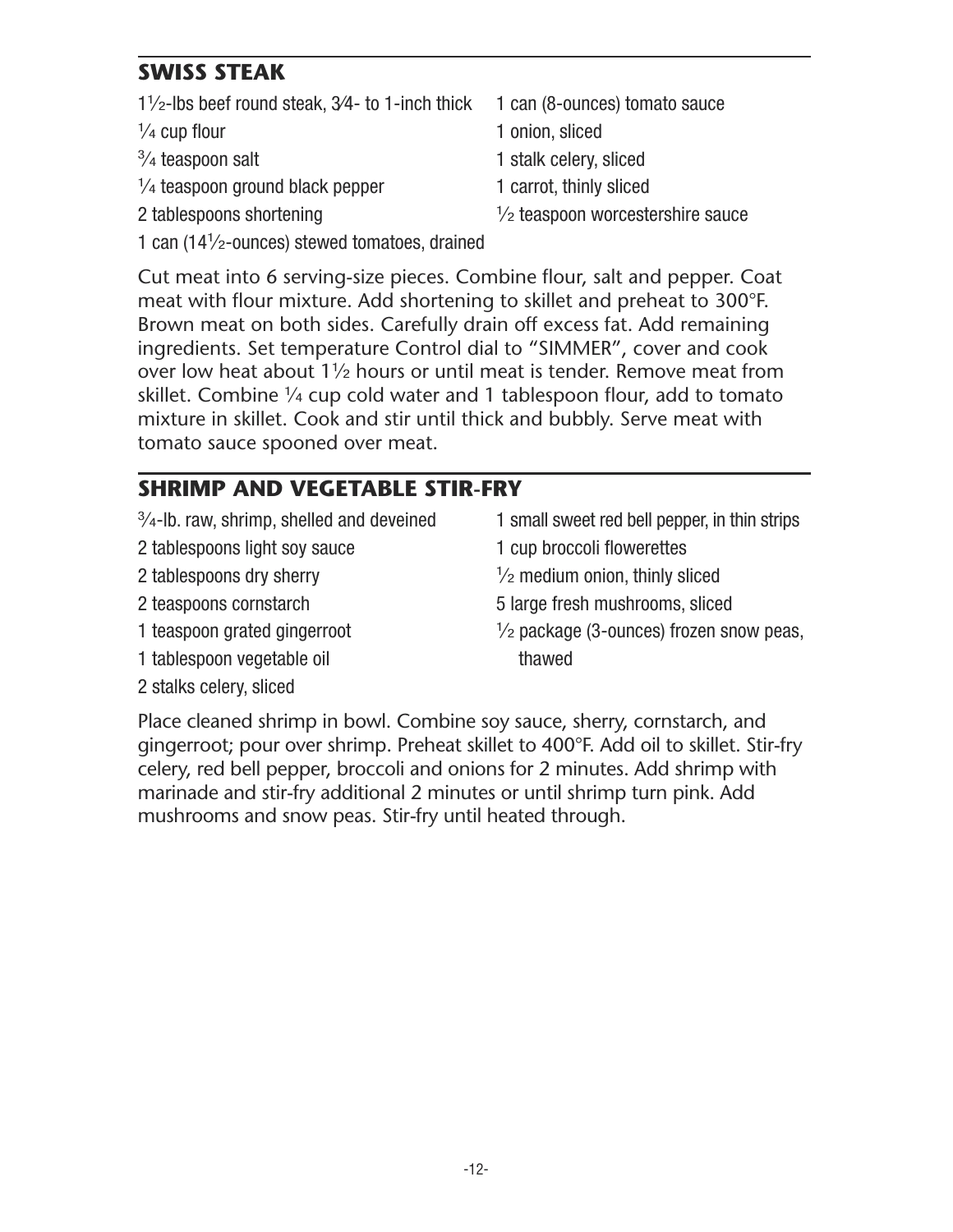## SWISS STEAK

- 1½-lbs beef round steak, ¾- to 1-inch thick
- ¼ cup flour
- ¾ teaspoon salt
- ¼ teaspoon ground black pepper
- 2 tablespoons shortening
- 1 can (14½-ounces) stewed tomatoes, drained
- 1 can (8-ounces) tomato sauce
- 1 onion, sliced
- 1 stalk celery, sliced
- 1 carrot, thinly sliced
- ½ teaspoon worcestershire sauce

Cut meat into 6 serving-size pieces. Combine flour, salt and pepper. Coat meat with flour mixture. Add shortening to skillet and preheat to 300°F. Brown meat on both sides. Carefully drain off excess fat. Add remaining ingredients. Set temperature Control dial to "SIMMER", cover and cook over low heat about 1½ hours or until meat is tender. Remove meat from skillet. Combine ¼ cup cold water and 1 tablespoon flour, add to tomato mixture in skillet. Cook and stir until thick and bubbly. Serve meat with tomato sauce spooned over meat.

## SHRIMP AND VEGETABLE STIR-FRY

- ¾-lb. raw, shrimp, shelled and deveined
- 2 tablespoons light soy sauce
- 2 tablespoons dry sherry
- 2 teaspoons cornstarch
- 1 teaspoon grated gingerroot
- 1 tablespoon vegetable oil
- 2 stalks celery, sliced
- 1 small sweet red bell pepper, in thin strips
- 1 cup broccoli flowerettes
- ½ medium onion, thinly sliced
- 5 large fresh mushrooms, sliced
- ½ package (3-ounces) frozen snow peas, thawed

Place cleaned shrimp in bowl. Combine soy sauce, sherry, cornstarch, and gingerroot; pour over shrimp. Preheat skillet to 400°F. Add oil to skillet. Stir-fry celery, red bell pepper, broccoli and onions for 2 minutes. Add shrimp with marinade and stir-fry additional 2 minutes or until shrimp turn pink. Add mushrooms and snow peas. Stir-fry until heated through.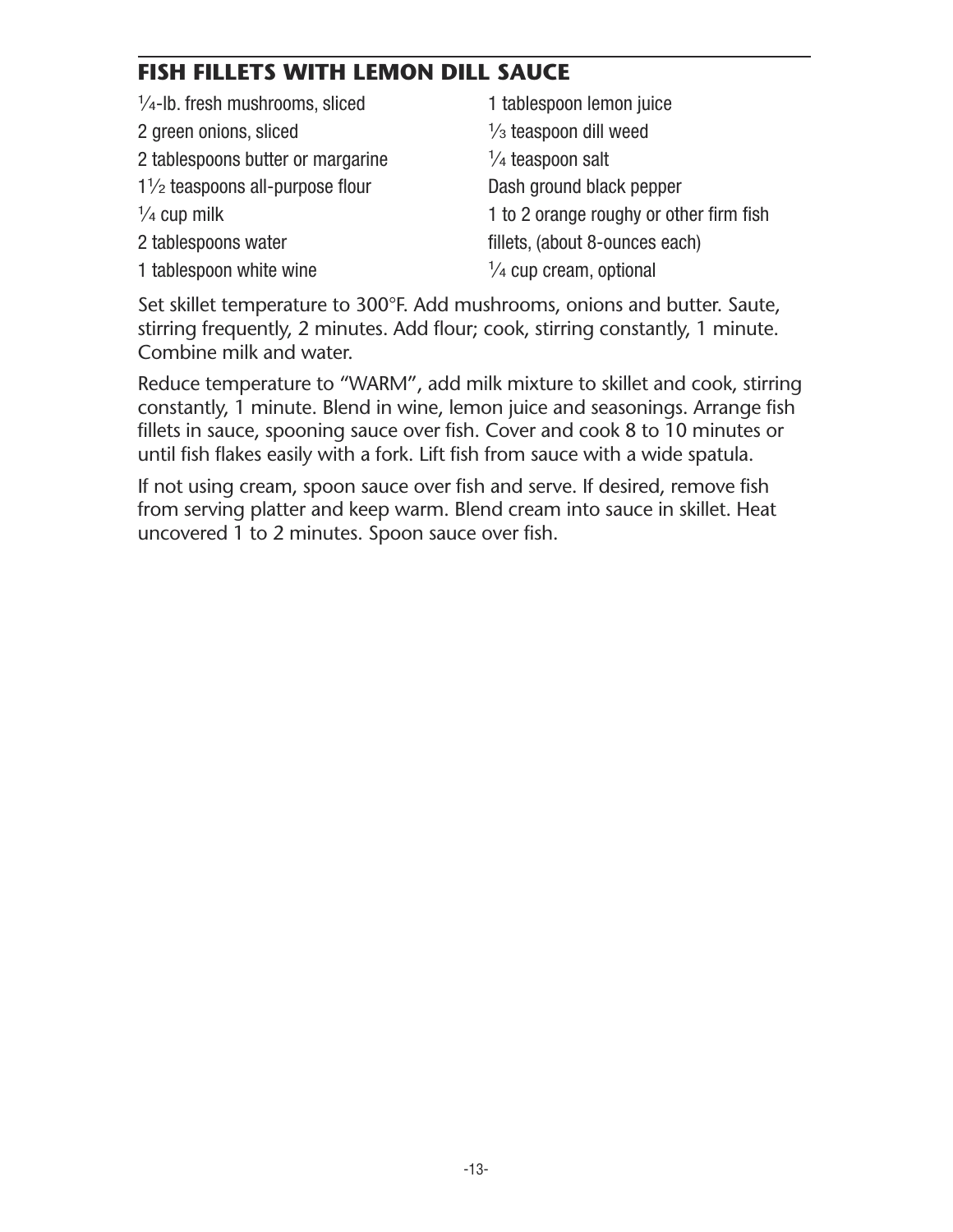## FISH FILLETS WITH LEMON DILL SAUCE

- ¼-lb. fresh mushrooms, sliced
- 2 green onions, sliced
- 2 tablespoons butter or margarine
- 1½ teaspoons all-purpose flour
- ¼ cup milk
- 2 tablespoons water
- 1 tablespoon white wine
- 1 tablespoon lemon juice
- ⅓ teaspoon dill weed
- ¼ teaspoon salt
- Dash ground black pepper
- 1 to 2 orange roughy or other firm fish fillets, (about 8-ounces each)
- ¼ cup cream, optional

Set skillet temperature to 300°F. Add mushrooms, onions and butter. Saute, stirring frequently, 2 minutes. Add flour; cook, stirring constantly, 1 minute. Combine milk and water.

Reduce temperature to "WARM", add milk mixture to skillet and cook, stirring constantly, 1 minute. Blend in wine, lemon juice and seasonings. Arrange fish fillets in sauce, spooning sauce over fish. Cover and cook 8 to 10 minutes or until fish flakes easily with a fork. Lift fish from sauce with a wide spatula.

If not using cream, spoon sauce over fish and serve. If desired, remove fish from serving platter and keep warm. Blend cream into sauce in skillet. Heat uncovered 1 to 2 minutes. Spoon sauce over fish.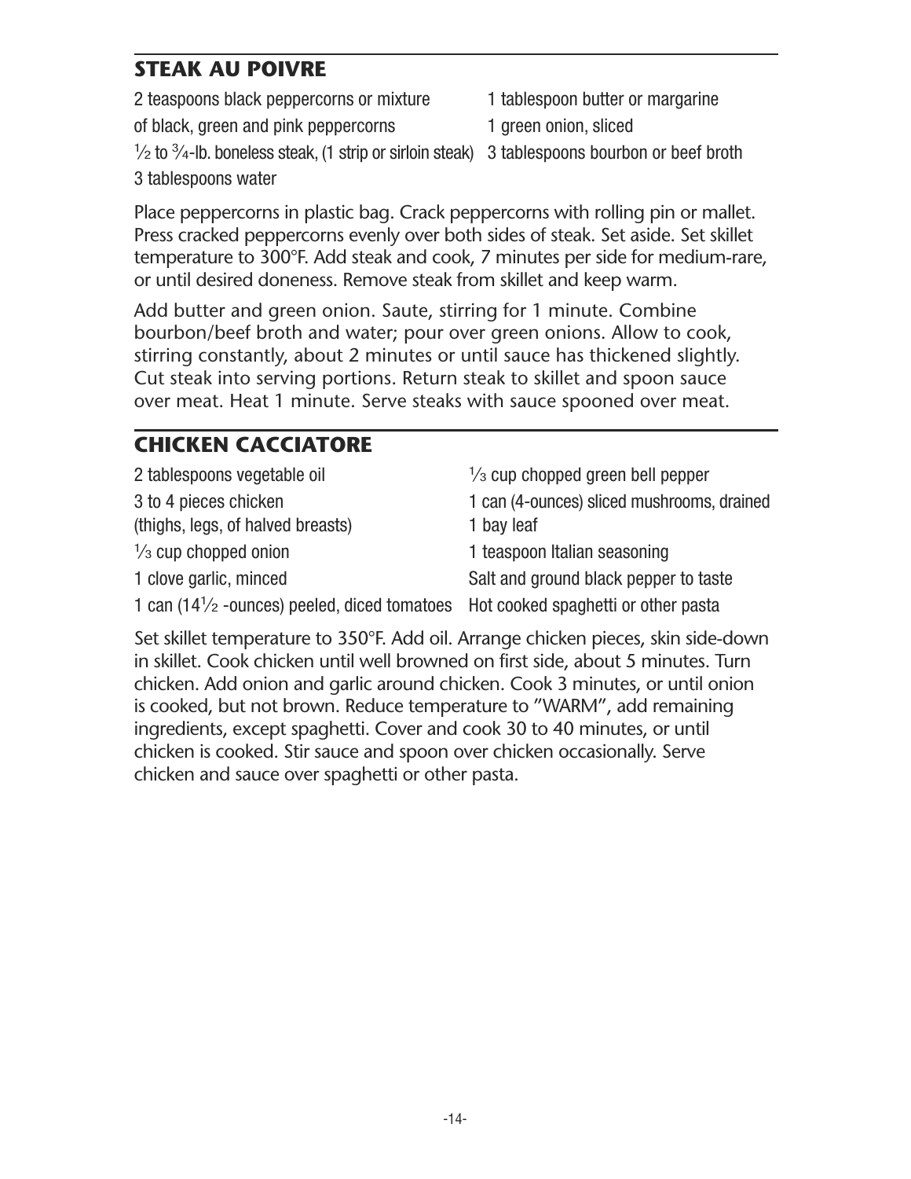## STEAK AU POIVRE

2 teaspoons black peppercorns or mixture of black, green and pink peppercorns
½ to ¾-lb. boneless steak, (1 strip or sirloin steak)
3 tablespoons water
1 tablespoon butter or margarine
1 green onion, sliced
3 tablespoons bourbon or beef broth

Place peppercorns in plastic bag. Crack peppercorns with rolling pin or mallet. Press cracked peppercorns evenly over both sides of steak. Set aside. Set skillet temperature to 300°F. Add steak and cook, 7 minutes per side for medium-rare, or until desired doneness. Remove steak from skillet and keep warm.

Add butter and green onion. Saute, stirring for 1 minute. Combine bourbon/beef broth and water; pour over green onions. Allow to cook, stirring constantly, about 2 minutes or until sauce has thickened slightly. Cut steak into serving portions. Return steak to skillet and spoon sauce over meat. Heat 1 minute. Serve steaks with sauce spooned over meat.

## CHICKEN CACCIATORE

2 tablespoons vegetable oil
3 to 4 pieces chicken (thighs, legs, of halved breasts)
⅓ cup chopped onion
1 clove garlic, minced
1 can (14½ -ounces) peeled, diced tomatoes
⅓ cup chopped green bell pepper
1 can (4-ounces) sliced mushrooms, drained
1 bay leaf
1 teaspoon Italian seasoning
Salt and ground black pepper to taste
Hot cooked spaghetti or other pasta

Set skillet temperature to 350°F. Add oil. Arrange chicken pieces, skin side-down in skillet. Cook chicken until well browned on first side, about 5 minutes. Turn chicken. Add onion and garlic around chicken. Cook 3 minutes, or until onion is cooked, but not brown. Reduce temperature to "WARM", add remaining ingredients, except spaghetti. Cover and cook 30 to 40 minutes, or until chicken is cooked. Stir sauce and spoon over chicken occasionally. Serve chicken and sauce over spaghetti or other pasta.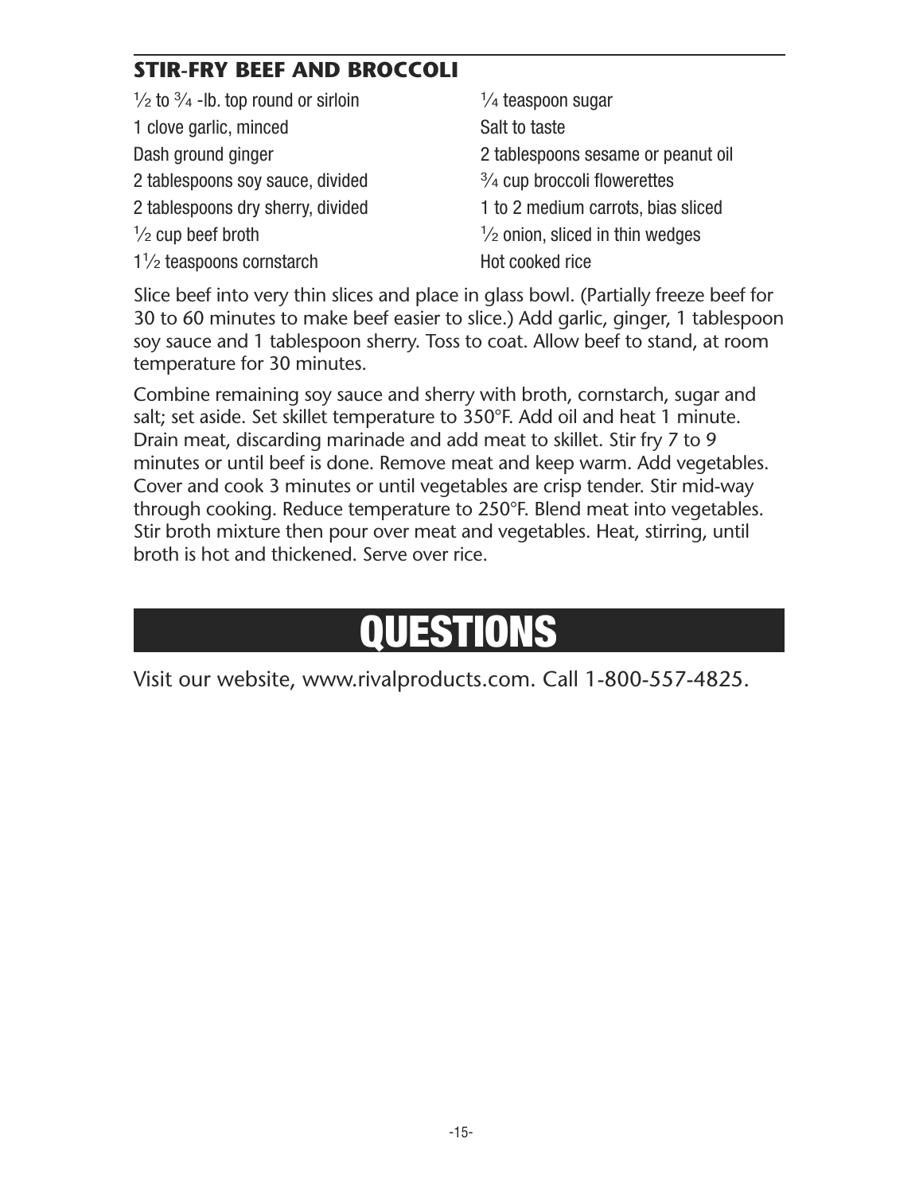## STIR-FRY BEEF AND BROCCOLI

½ to ¾ -lb. top round or sirloin
1 clove garlic, minced
Dash ground ginger
2 tablespoons soy sauce, divided
2 tablespoons dry sherry, divided
½ cup beef broth
1½ teaspoons cornstarch
¼ teaspoon sugar
Salt to taste
2 tablespoons sesame or peanut oil
¾ cup broccoli flowerettes
1 to 2 medium carrots, bias sliced
½ onion, sliced in thin wedges
Hot cooked rice

Slice beef into very thin slices and place in glass bowl. (Partially freeze beef for 30 to 60 minutes to make beef easier to slice.) Add garlic, ginger, 1 tablespoon soy sauce and 1 tablespoon sherry. Toss to coat. Allow beef to stand, at room temperature for 30 minutes.

Combine remaining soy sauce and sherry with broth, cornstarch, sugar and salt; set aside. Set skillet temperature to 350°F. Add oil and heat 1 minute. Drain meat, discarding marinade and add meat to skillet. Stir fry 7 to 9 minutes or until beef is done. Remove meat and keep warm. Add vegetables. Cover and cook 3 minutes or until vegetables are crisp tender. Stir mid-way through cooking. Reduce temperature to 250°F. Blend meat into vegetables. Stir broth mixture then pour over meat and vegetables. Heat, stirring, until broth is hot and thickened. Serve over rice.

# QUESTIONS

Visit our website, www.rivalproducts.com. Call 1-800-557-4825.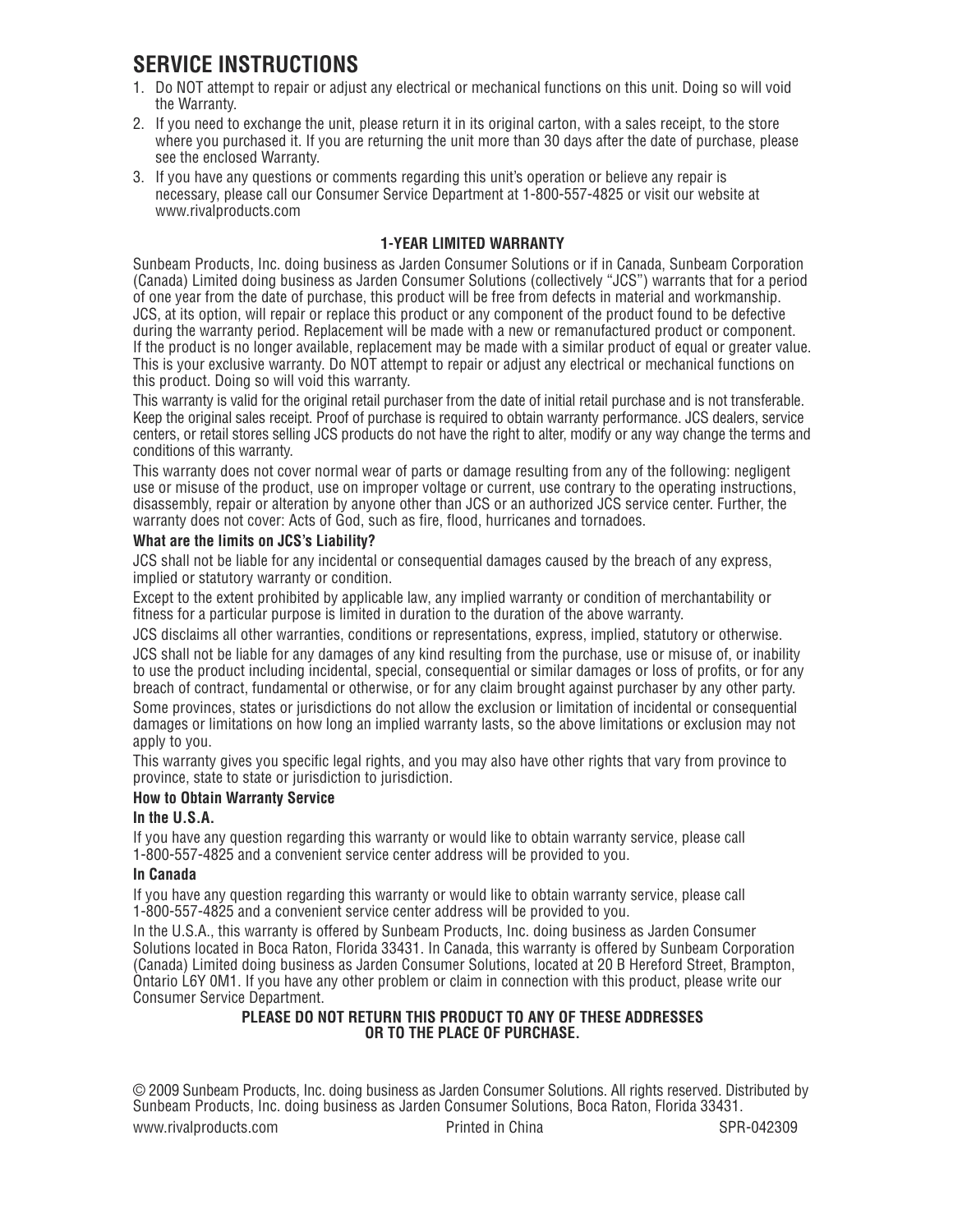# SERVICE INSTRUCTIONS

1. Do NOT attempt to repair or adjust any electrical or mechanical functions on this unit. Doing so will void the Warranty.
2. If you need to exchange the unit, please return it in its original carton, with a sales receipt, to the store where you purchased it. If you are returning the unit more than 30 days after the date of purchase, please see the enclosed Warranty.
3. If you have any questions or comments regarding this unit's operation or believe any repair is necessary, please call our Consumer Service Department at 1-800-557-4825 or visit our website at www.rivalproducts.com

## 1-YEAR LIMITED WARRANTY

Sunbeam Products, Inc. doing business as Jarden Consumer Solutions or if in Canada, Sunbeam Corporation (Canada) Limited doing business as Jarden Consumer Solutions (collectively "JCS") warrants that for a period of one year from the date of purchase, this product will be free from defects in material and workmanship. JCS, at its option, will repair or replace this product or any component of the product found to be defective during the warranty period. Replacement will be made with a new or remanufactured product or component. If the product is no longer available, replacement may be made with a similar product of equal or greater value. This is your exclusive warranty. Do NOT attempt to repair or adjust any electrical or mechanical functions on this product. Doing so will void this warranty.

This warranty is valid for the original retail purchaser from the date of initial retail purchase and is not transferable. Keep the original sales receipt. Proof of purchase is required to obtain warranty performance. JCS dealers, service centers, or retail stores selling JCS products do not have the right to alter, modify or any way change the terms and conditions of this warranty.

This warranty does not cover normal wear of parts or damage resulting from any of the following: negligent use or misuse of the product, use on improper voltage or current, use contrary to the operating instructions, disassembly, repair or alteration by anyone other than JCS or an authorized JCS service center. Further, the warranty does not cover: Acts of God, such as fire, flood, hurricanes and tornadoes.

**What are the limits on JCS's Liability?**

JCS shall not be liable for any incidental or consequential damages caused by the breach of any express, implied or statutory warranty or condition.

Except to the extent prohibited by applicable law, any implied warranty or condition of merchantability or fitness for a particular purpose is limited in duration to the duration of the above warranty.

JCS disclaims all other warranties, conditions or representations, express, implied, statutory or otherwise.

JCS shall not be liable for any damages of any kind resulting from the purchase, use or misuse of, or inability to use the product including incidental, special, consequential or similar damages or loss of profits, or for any breach of contract, fundamental or otherwise, or for any claim brought against purchaser by any other party.

Some provinces, states or jurisdictions do not allow the exclusion or limitation of incidental or consequential damages or limitations on how long an implied warranty lasts, so the above limitations or exclusion may not apply to you.

This warranty gives you specific legal rights, and you may also have other rights that vary from province to province, state to state or jurisdiction to jurisdiction.

**How to Obtain Warranty Service**

**In the U.S.A.**

If you have any question regarding this warranty or would like to obtain warranty service, please call 1-800-557-4825 and a convenient service center address will be provided to you.

**In Canada**

If you have any question regarding this warranty or would like to obtain warranty service, please call 1-800-557-4825 and a convenient service center address will be provided to you.

In the U.S.A., this warranty is offered by Sunbeam Products, Inc. doing business as Jarden Consumer Solutions located in Boca Raton, Florida 33431. In Canada, this warranty is offered by Sunbeam Corporation (Canada) Limited doing business as Jarden Consumer Solutions, located at 20 B Hereford Street, Brampton, Ontario L6Y 0M1. If you have any other problem or claim in connection with this product, please write our Consumer Service Department.

**PLEASE DO NOT RETURN THIS PRODUCT TO ANY OF THESE ADDRESSES OR TO THE PLACE OF PURCHASE.**

© 2009 Sunbeam Products, Inc. doing business as Jarden Consumer Solutions. All rights reserved. Distributed by Sunbeam Products, Inc. doing business as Jarden Consumer Solutions, Boca Raton, Florida 33431.

www.rivalproducts.com    Printed in China    SPR-042309